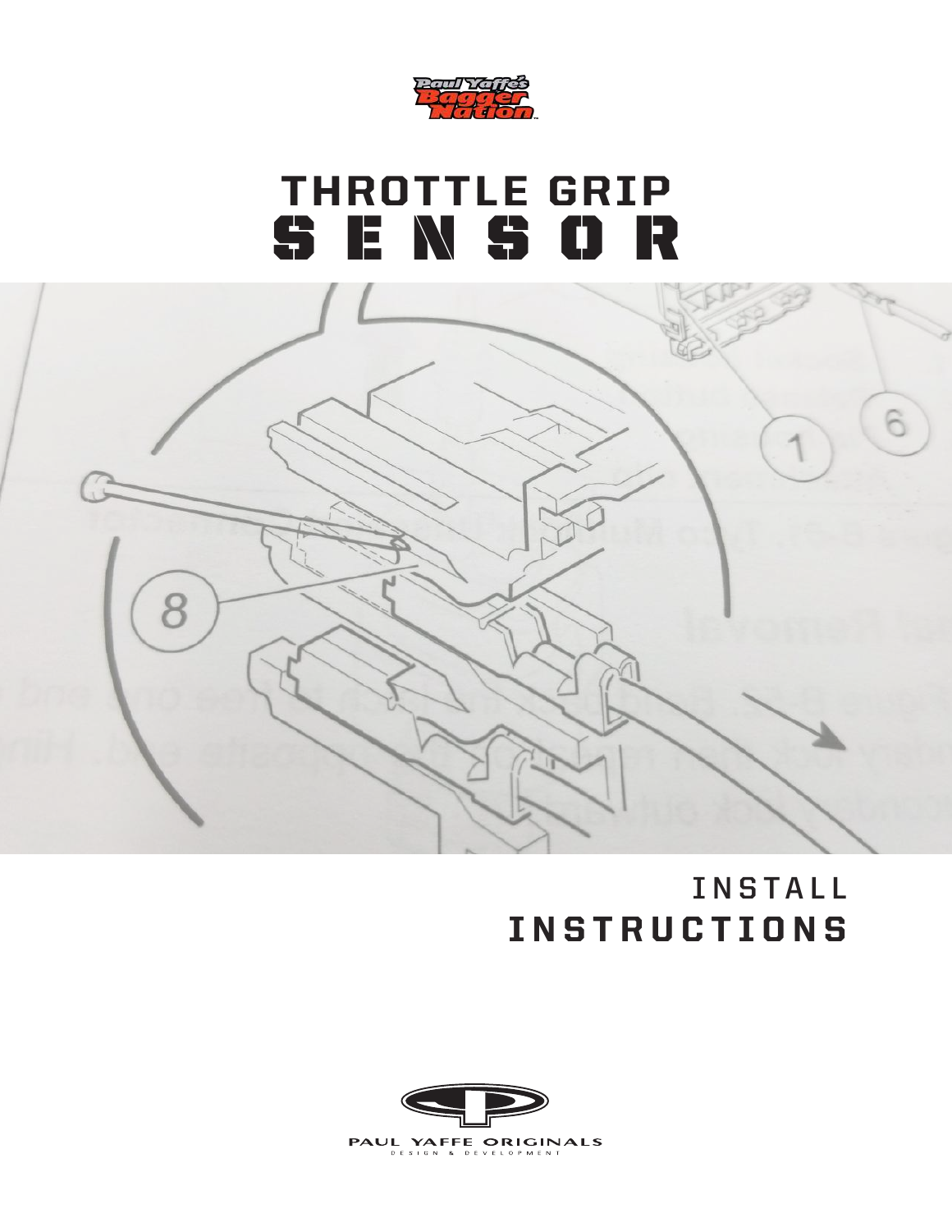# THROTTLE GRIP SENSOR

## INSTALL INSTRUCTIONS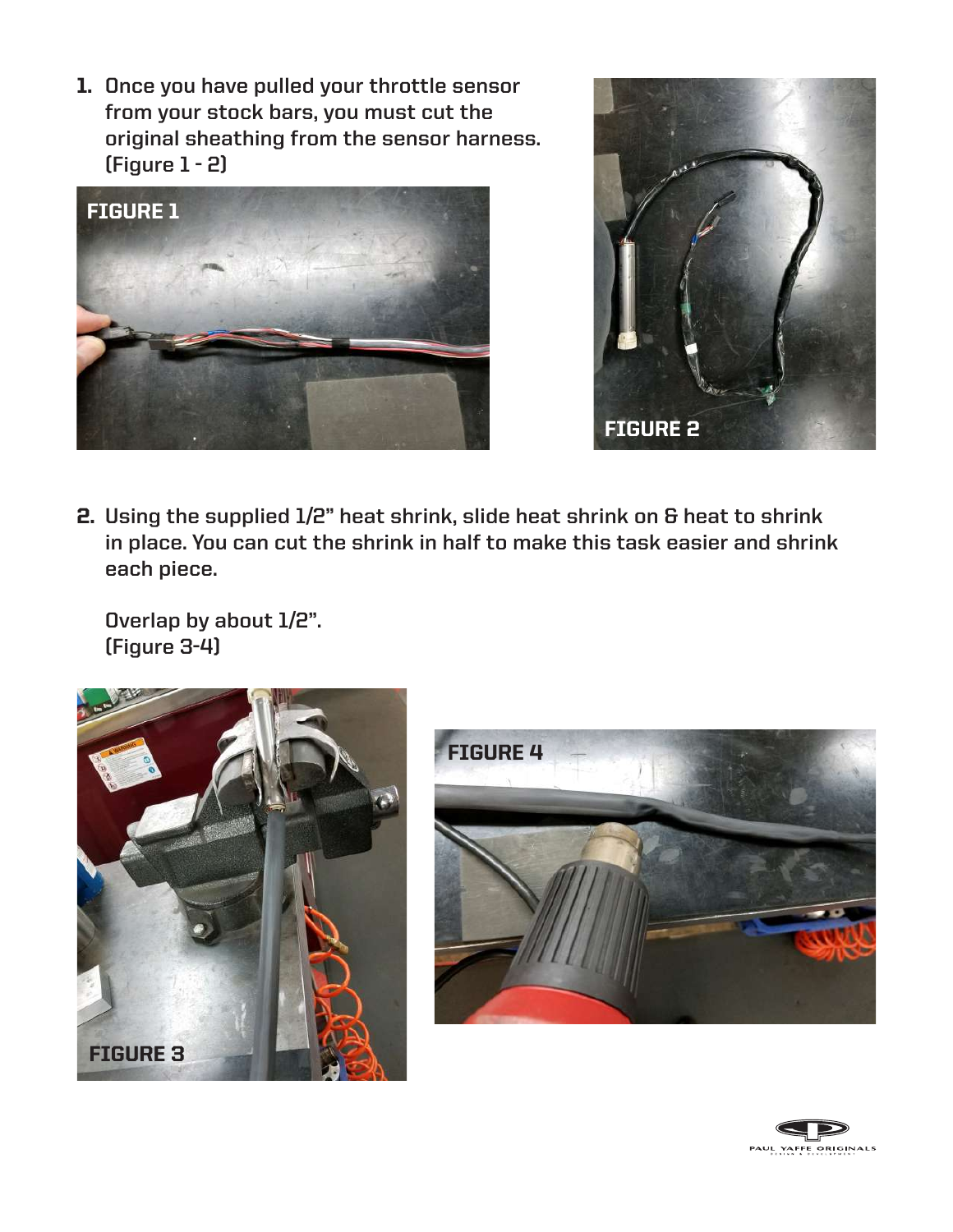1. Once you have pulled your throttle sensor from your stock bars, you must cut the original sheathing from the sensor harness. (Figure 1 - 2)

FIGURE 1

FIGURE 2

2. Using the supplied 1/2" heat shrink, slide heat shrink on & heat to shrink in place. You can cut the shrink in half to make this task easier and shrink each piece.

   Overlap by about 1/2".
   (Figure 3-4)

FIGURE 3

FIGURE 4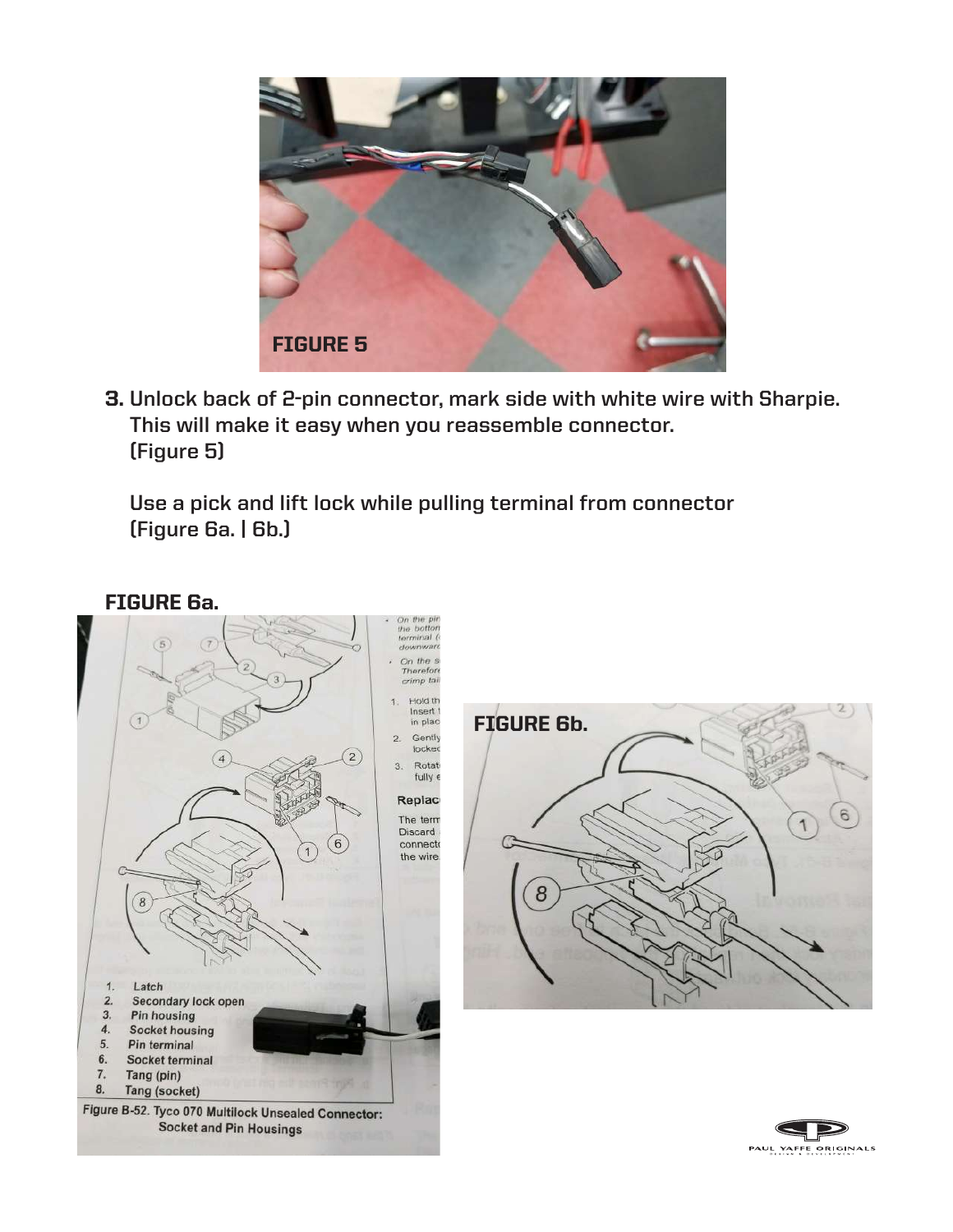FIGURE 5

**3.** **Unlock back of 2-pin connector, mark side with white wire with Sharpie. This will make it easy when you reassemble connector. (Figure 5)**

**Use a pick and lift lock while pulling terminal from connector (Figure 6a. | 6b.)**

**FIGURE 6a.**

1. Latch
2. Secondary lock open
3. Pin housing
4. Socket housing
5. Pin terminal
6. Socket terminal
7. Tang (pin)
8. Tang (socket)

Figure B-52. Tyco 070 Multilock Unsealed Connector: Socket and Pin Housings

**FIGURE 6b.**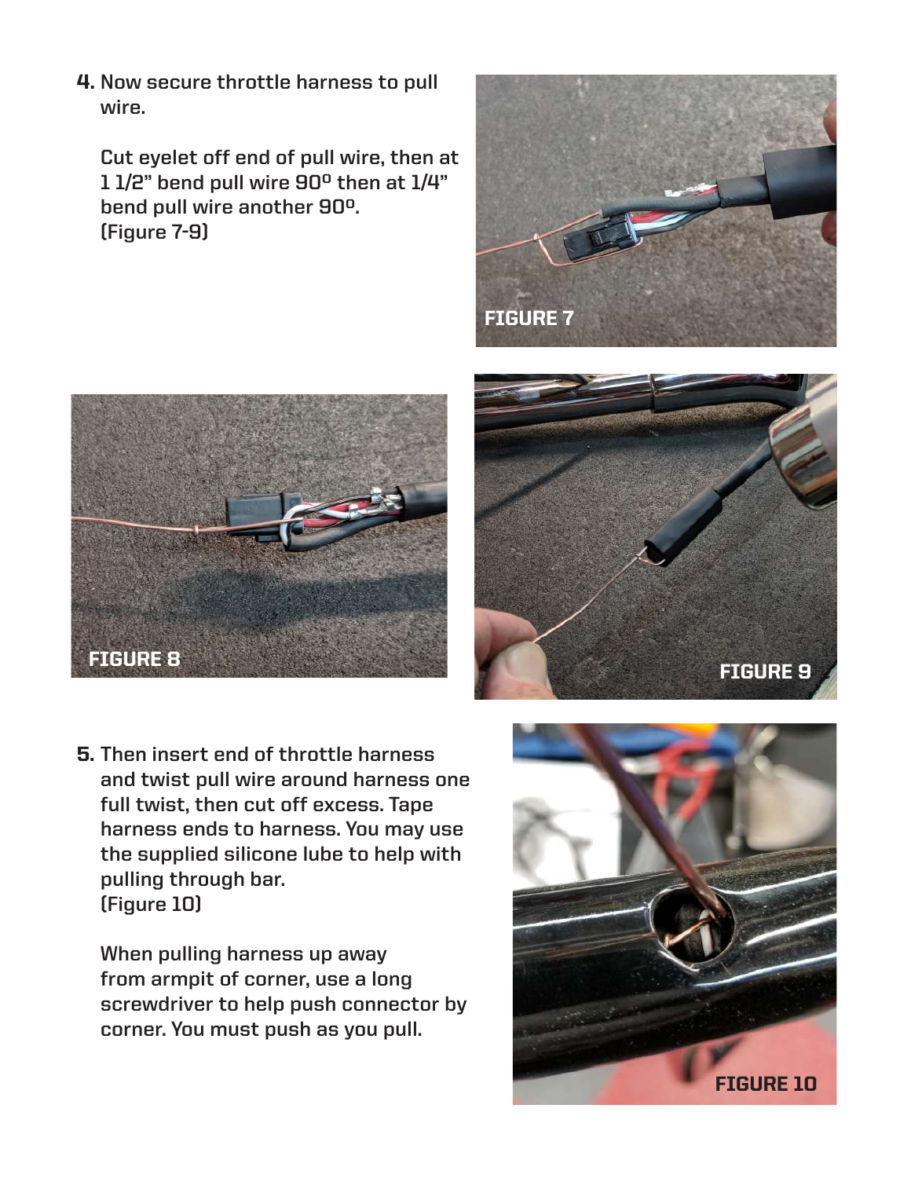4. Now secure throttle harness to pull wire.

   Cut eyelet off end of pull wire, then at 1 1/2" bend pull wire 90º then at 1/4" bend pull wire another 90º. (Figure 7-9)

FIGURE 7

FIGURE 8

FIGURE 9

5. Then insert end of throttle harness and twist pull wire around harness one full twist, then cut off excess. Tape harness ends to harness. You may use the supplied silicone lube to help with pulling through bar. (Figure 10)

   When pulling harness up away from armpit of corner, use a long screwdriver to help push connector by corner. You must push as you pull.

FIGURE 10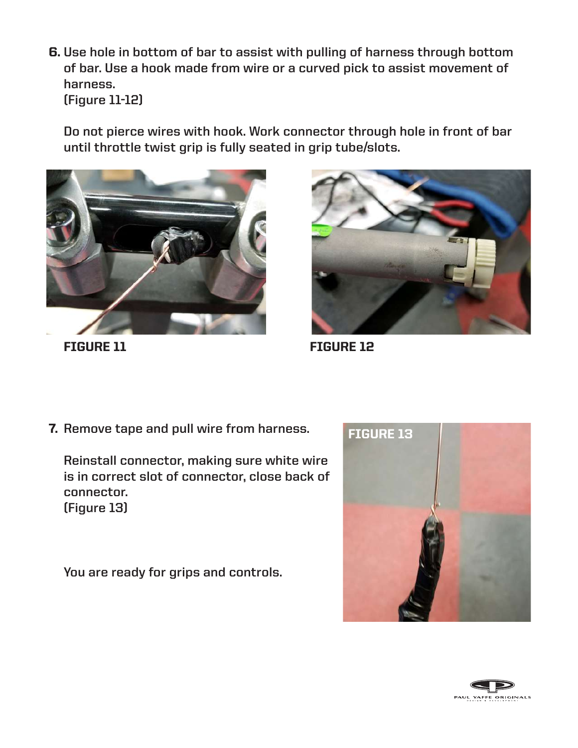6. Use hole in bottom of bar to assist with pulling of harness through bottom of bar. Use a hook made from wire or a curved pick to assist movement of harness.
   (Figure 11-12)

   Do not pierce wires with hook. Work connector through hole in front of bar until throttle twist grip is fully seated in grip tube/slots.

**FIGURE 11**

**FIGURE 12**

7. Remove tape and pull wire from harness.

   Reinstall connector, making sure white wire is in correct slot of connector, close back of connector.
   (Figure 13)

   You are ready for grips and controls.

**FIGURE 13**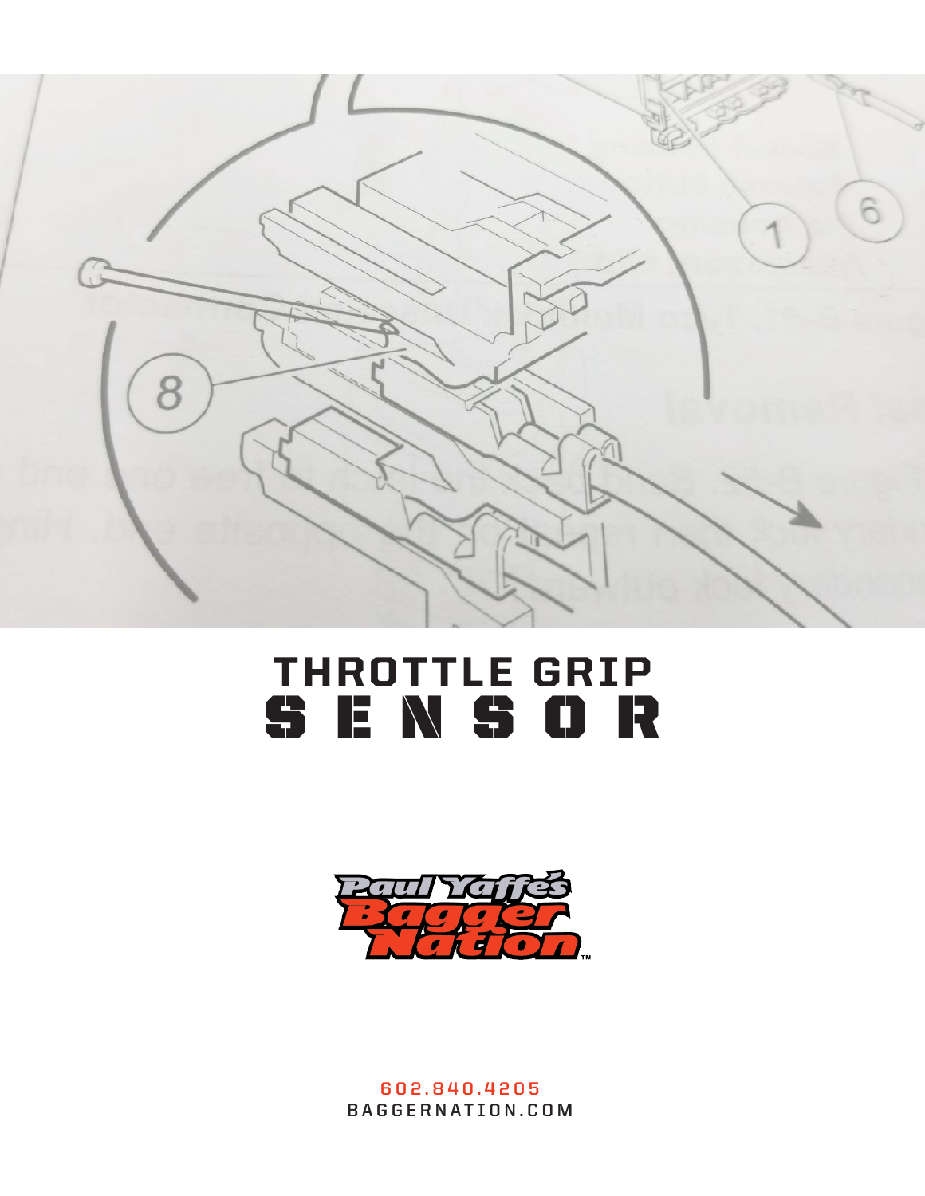# THROTTLE GRIP SENSOR

Paul Yaffe's Bagger Nation™

602.840.4205

BAGGERNATION.COM